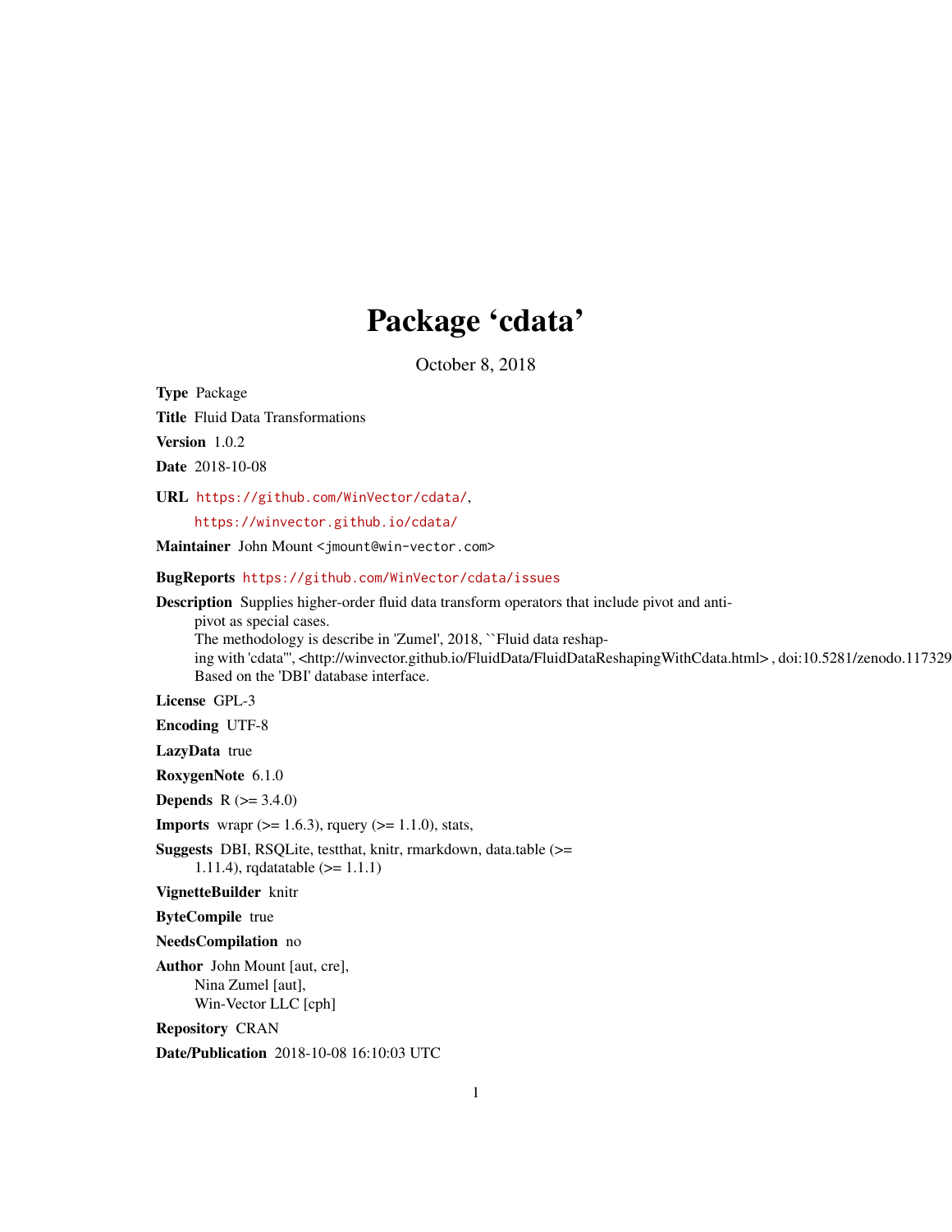# Package 'cdata'

October 8, 2018

**Type** Package

**Title** Fluid Data Transformations

**Version** 1.0.2

**Date** 2018-10-08

**URL** https://github.com/WinVector/cdata/,  
https://winvector.github.io/cdata/

**Maintainer** John Mount <jmount@win-vector.com>

**BugReports** https://github.com/WinVector/cdata/issues

**Description** Supplies higher-order fluid data transform operators that include pivot and anti-pivot as special cases.  
The methodology is describe in 'Zumel', 2018, ``Fluid data reshaping with 'cdata''', <http://winvector.github.io/FluidData/FluidDataReshapingWithCdata.html> , doi:10.5281/zenodo.117329  
Based on the 'DBI' database interface.

**License** GPL-3

**Encoding** UTF-8

**LazyData** true

**RoxygenNote** 6.1.0

**Depends** R (>= 3.4.0)

**Imports** wrapr (>= 1.6.3), rquery (>= 1.1.0), stats,

**Suggests** DBI, RSQLite, testthat, knitr, rmarkdown, data.table (>= 1.11.4), rqdatatable (>= 1.1.1)

**VignetteBuilder** knitr

**ByteCompile** true

**NeedsCompilation** no

**Author** John Mount [aut, cre],  
Nina Zumel [aut],  
Win-Vector LLC [cph]

**Repository** CRAN

**Date/Publication** 2018-10-08 16:10:03 UTC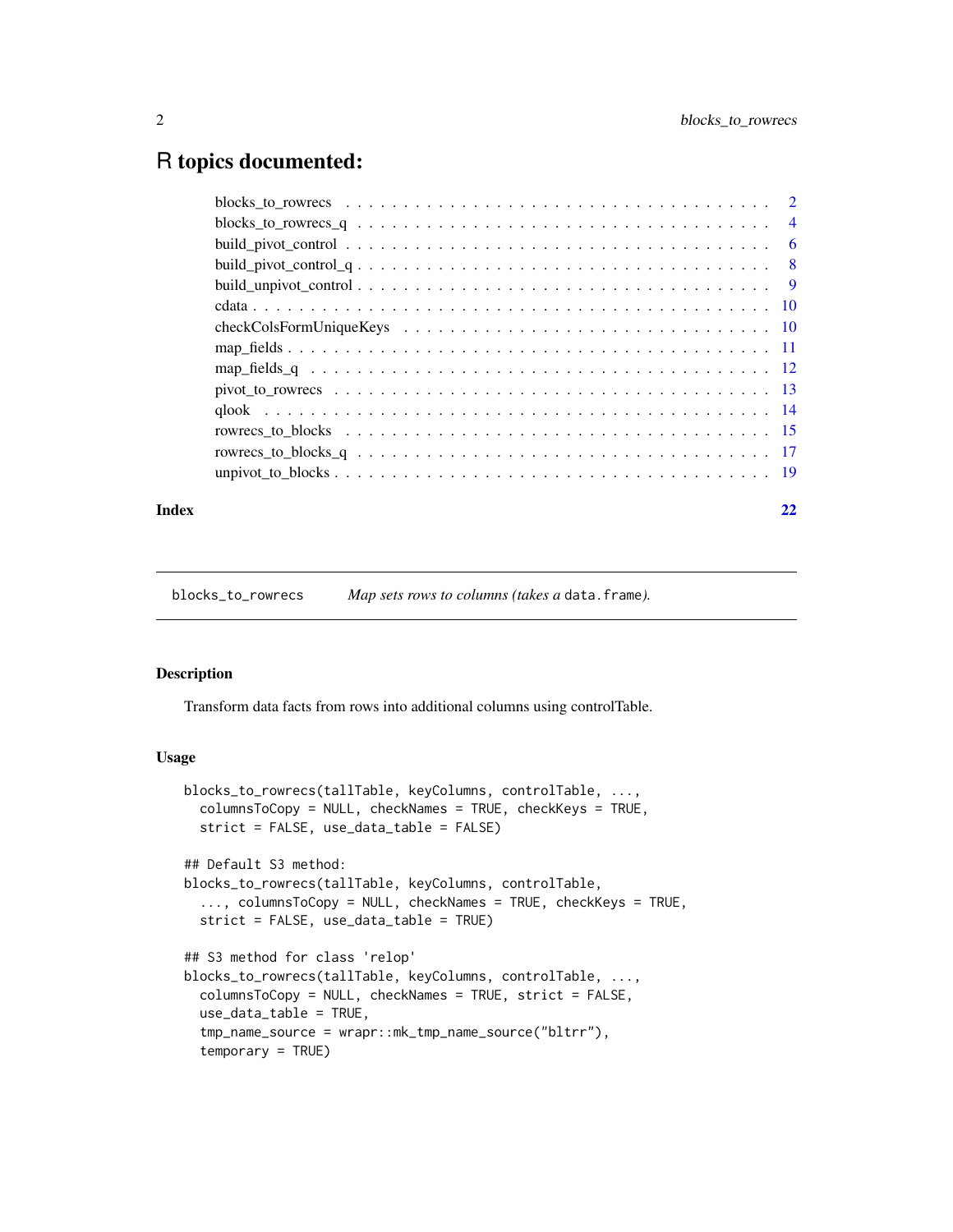# R topics documented:

| | |
|---|---|
| blocks_to_rowrecs | 2 |
| blocks_to_rowrecs_q | 4 |
| build_pivot_control | 6 |
| build_pivot_control_q | 8 |
| build_unpivot_control | 9 |
| cdata | 10 |
| checkColsFormUniqueKeys | 10 |
| map_fields | 11 |
| map_fields_q | 12 |
| pivot_to_rowrecs | 13 |
| qlook | 14 |
| rowrecs_to_blocks | 15 |
| rowrecs_to_blocks_q | 17 |
| unpivot_to_blocks | 19 |

**Index** 22

---

`blocks_to_rowrecs` *Map sets rows to columns (takes a* `data.frame`*).*

---

## Description

Transform data facts from rows into additional columns using controlTable.

## Usage

```
blocks_to_rowrecs(tallTable, keyColumns, controlTable, ...,
  columnsToCopy = NULL, checkNames = TRUE, checkKeys = TRUE,
  strict = FALSE, use_data_table = FALSE)

## Default S3 method:
blocks_to_rowrecs(tallTable, keyColumns, controlTable,
  ..., columnsToCopy = NULL, checkNames = TRUE, checkKeys = TRUE,
  strict = FALSE, use_data_table = TRUE)

## S3 method for class 'relop'
blocks_to_rowrecs(tallTable, keyColumns, controlTable, ...,
  columnsToCopy = NULL, checkNames = TRUE, strict = FALSE,
  use_data_table = TRUE,
  tmp_name_source = wrapr::mk_tmp_name_source("bltrr"),
  temporary = TRUE)
```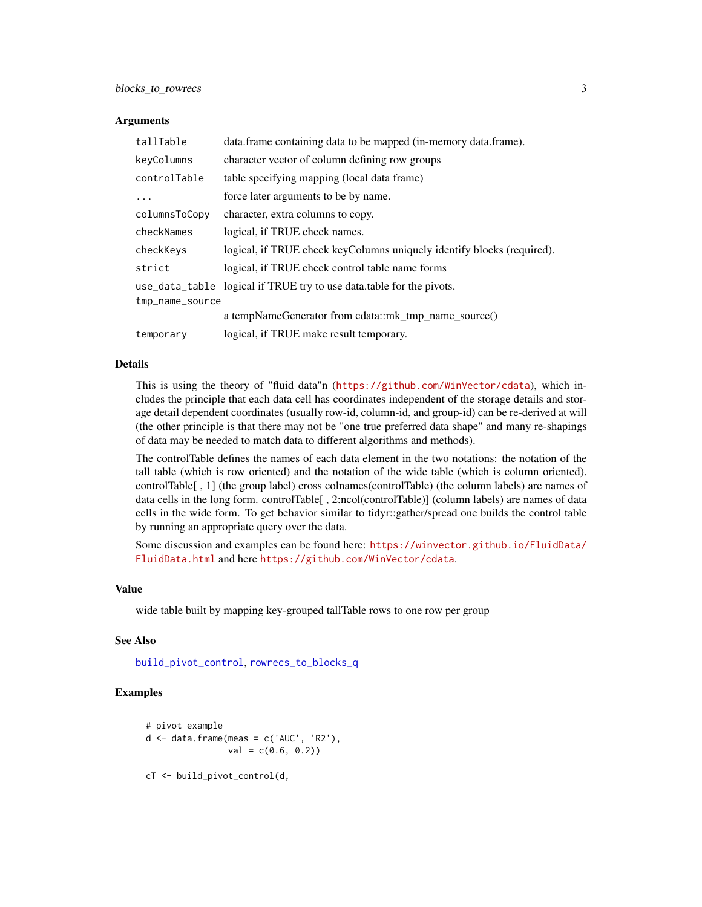### Arguments

| | |
|---|---|
| `tallTable` | data.frame containing data to be mapped (in-memory data.frame). |
| `keyColumns` | character vector of column defining row groups |
| `controlTable` | table specifying mapping (local data frame) |
| `...` | force later arguments to be by name. |
| `columnsToCopy` | character, extra columns to copy. |
| `checkNames` | logical, if TRUE check names. |
| `checkKeys` | logical, if TRUE check keyColumns uniquely identify blocks (required). |
| `strict` | logical, if TRUE check control table name forms |
| `use_data_table` | logical if TRUE try to use data.table for the pivots. |
| `tmp_name_source` | a tempNameGenerator from cdata::mk_tmp_name_source() |
| `temporary` | logical, if TRUE make result temporary. |

### Details

This is using the theory of "fluid data"n (https://github.com/WinVector/cdata), which includes the principle that each data cell has coordinates independent of the storage details and storage detail dependent coordinates (usually row-id, column-id, and group-id) can be re-derived at will (the other principle is that there may not be "one true preferred data shape" and many re-shapings of data may be needed to match data to different algorithms and methods).

The controlTable defines the names of each data element in the two notations: the notation of the tall table (which is row oriented) and the notation of the wide table (which is column oriented). controlTable[ , 1] (the group label) cross colnames(controlTable) (the column labels) are names of data cells in the long form. controlTable[ , 2:ncol(controlTable)] (column labels) are names of data cells in the wide form. To get behavior similar to tidyr::gather/spread one builds the control table by running an appropriate query over the data.

Some discussion and examples can be found here: https://winvector.github.io/FluidData/FluidData.html and here https://github.com/WinVector/cdata.

### Value

wide table built by mapping key-grouped tallTable rows to one row per group

### See Also

build_pivot_control, rowrecs_to_blocks_q

### Examples

```
# pivot example
d <- data.frame(meas = c('AUC', 'R2'),
                val = c(0.6, 0.2))

cT <- build_pivot_control(d,
```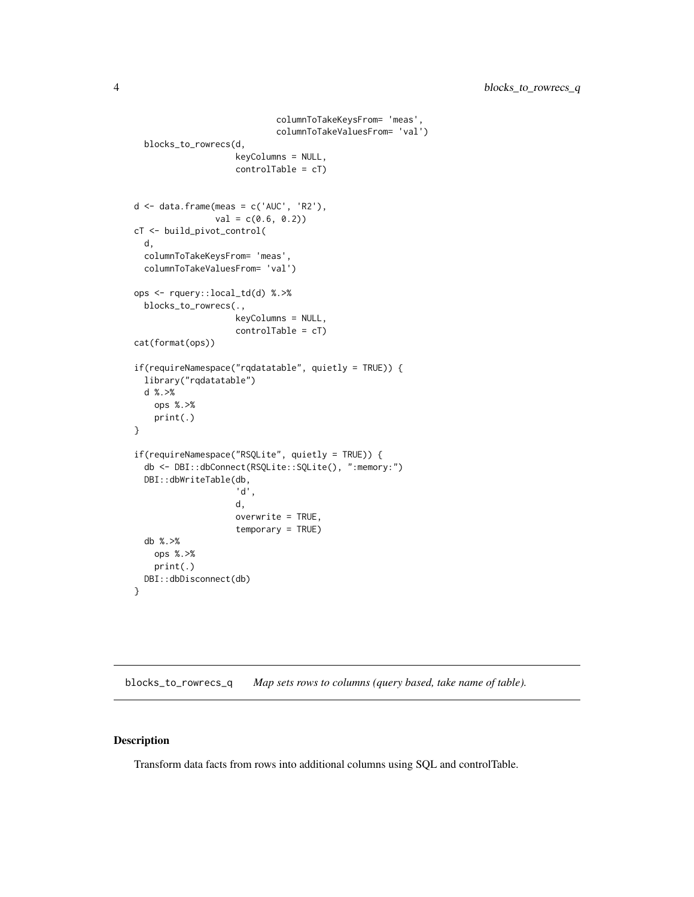```
                              columnToTakeKeysFrom= 'meas',
                              columnToTakeValuesFrom= 'val')
  blocks_to_rowrecs(d,
                    keyColumns = NULL,
                    controlTable = cT)


d <- data.frame(meas = c('AUC', 'R2'),
                val = c(0.6, 0.2))
cT <- build_pivot_control(
  d,
  columnToTakeKeysFrom= 'meas',
  columnToTakeValuesFrom= 'val')

ops <- rquery::local_td(d) %.>%
  blocks_to_rowrecs(.,
                    keyColumns = NULL,
                    controlTable = cT)
cat(format(ops))

if(requireNamespace("rqdatatable", quietly = TRUE)) {
  library("rqdatatable")
  d %.>%
    ops %.>%
    print(.)
}

if(requireNamespace("RSQLite", quietly = TRUE)) {
  db <- DBI::dbConnect(RSQLite::SQLite(), ":memory:")
  DBI::dbWriteTable(db,
                    'd',
                    d,
                    overwrite = TRUE,
                    temporary = TRUE)
  db %.>%
    ops %.>%
    print(.)
  DBI::dbDisconnect(db)
}
```

## blocks_to_rowrecs_q *Map sets rows to columns (query based, take name of table).*

### Description

Transform data facts from rows into additional columns using SQL and controlTable.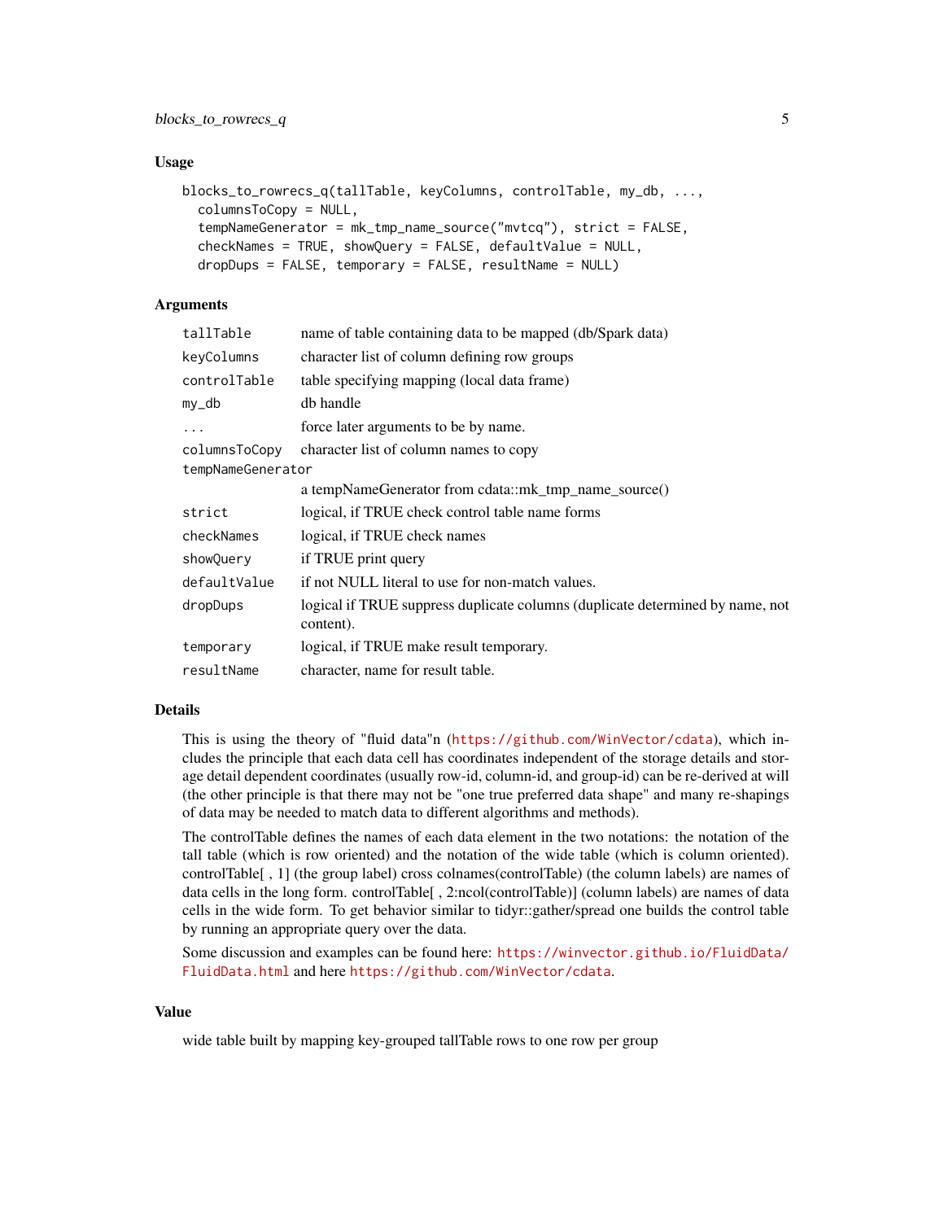## Usage

```
blocks_to_rowrecs_q(tallTable, keyColumns, controlTable, my_db, ...,
  columnsToCopy = NULL,
  tempNameGenerator = mk_tmp_name_source("mvtcq"), strict = FALSE,
  checkNames = TRUE, showQuery = FALSE, defaultValue = NULL,
  dropDups = FALSE, temporary = FALSE, resultName = NULL)
```

## Arguments

| Argument | Description |
|---|---|
| `tallTable` | name of table containing data to be mapped (db/Spark data) |
| `keyColumns` | character list of column defining row groups |
| `controlTable` | table specifying mapping (local data frame) |
| `my_db` | db handle |
| `...` | force later arguments to be by name. |
| `columnsToCopy` | character list of column names to copy |
| `tempNameGenerator` | a tempNameGenerator from cdata::mk_tmp_name_source() |
| `strict` | logical, if TRUE check control table name forms |
| `checkNames` | logical, if TRUE check names |
| `showQuery` | if TRUE print query |
| `defaultValue` | if not NULL literal to use for non-match values. |
| `dropDups` | logical if TRUE suppress duplicate columns (duplicate determined by name, not content). |
| `temporary` | logical, if TRUE make result temporary. |
| `resultName` | character, name for result table. |

## Details

This is using the theory of "fluid data"n (https://github.com/WinVector/cdata), which includes the principle that each data cell has coordinates independent of the storage details and storage detail dependent coordinates (usually row-id, column-id, and group-id) can be re-derived at will (the other principle is that there may not be "one true preferred data shape" and many re-shapings of data may be needed to match data to different algorithms and methods).

The controlTable defines the names of each data element in the two notations: the notation of the tall table (which is row oriented) and the notation of the wide table (which is column oriented). controlTable[ , 1] (the group label) cross colnames(controlTable) (the column labels) are names of data cells in the long form. controlTable[ , 2:ncol(controlTable)] (column labels) are names of data cells in the wide form. To get behavior similar to tidyr::gather/spread one builds the control table by running an appropriate query over the data.

Some discussion and examples can be found here: https://winvector.github.io/FluidData/FluidData.html and here https://github.com/WinVector/cdata.

## Value

wide table built by mapping key-grouped tallTable rows to one row per group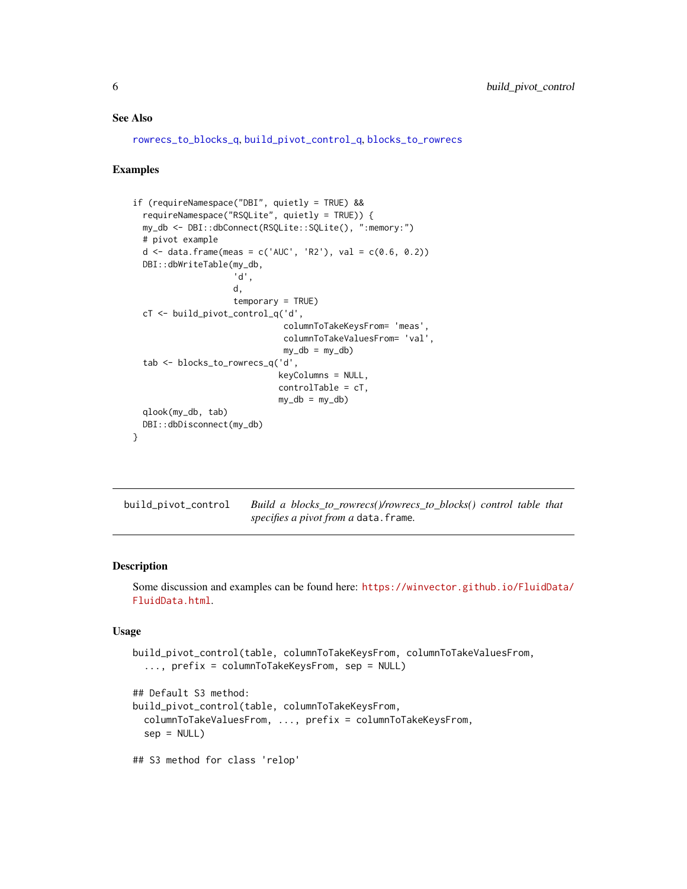### See Also

rowrecs_to_blocks_q, build_pivot_control_q, blocks_to_rowrecs

### Examples

```
if (requireNamespace("DBI", quietly = TRUE) &&
  requireNamespace("RSQLite", quietly = TRUE)) {
  my_db <- DBI::dbConnect(RSQLite::SQLite(), ":memory:")
  # pivot example
  d <- data.frame(meas = c('AUC', 'R2'), val = c(0.6, 0.2))
  DBI::dbWriteTable(my_db,
                    'd',
                    d,
                    temporary = TRUE)
  cT <- build_pivot_control_q('d',
                              columnToTakeKeysFrom= 'meas',
                              columnToTakeValuesFrom= 'val',
                              my_db = my_db)
  tab <- blocks_to_rowrecs_q('d',
                             keyColumns = NULL,
                             controlTable = cT,
                             my_db = my_db)
  qlook(my_db, tab)
  DBI::dbDisconnect(my_db)
}
```

---

## build_pivot_control — *Build a blocks_to_rowrecs()/rowrecs_to_blocks() control table that specifies a pivot from a* data.frame*.*

### Description

Some discussion and examples can be found here: https://winvector.github.io/FluidData/FluidData.html.

### Usage

```
build_pivot_control(table, columnToTakeKeysFrom, columnToTakeValuesFrom,
  ..., prefix = columnToTakeKeysFrom, sep = NULL)

## Default S3 method:
build_pivot_control(table, columnToTakeKeysFrom,
  columnToTakeValuesFrom, ..., prefix = columnToTakeKeysFrom,
  sep = NULL)

## S3 method for class 'relop'
```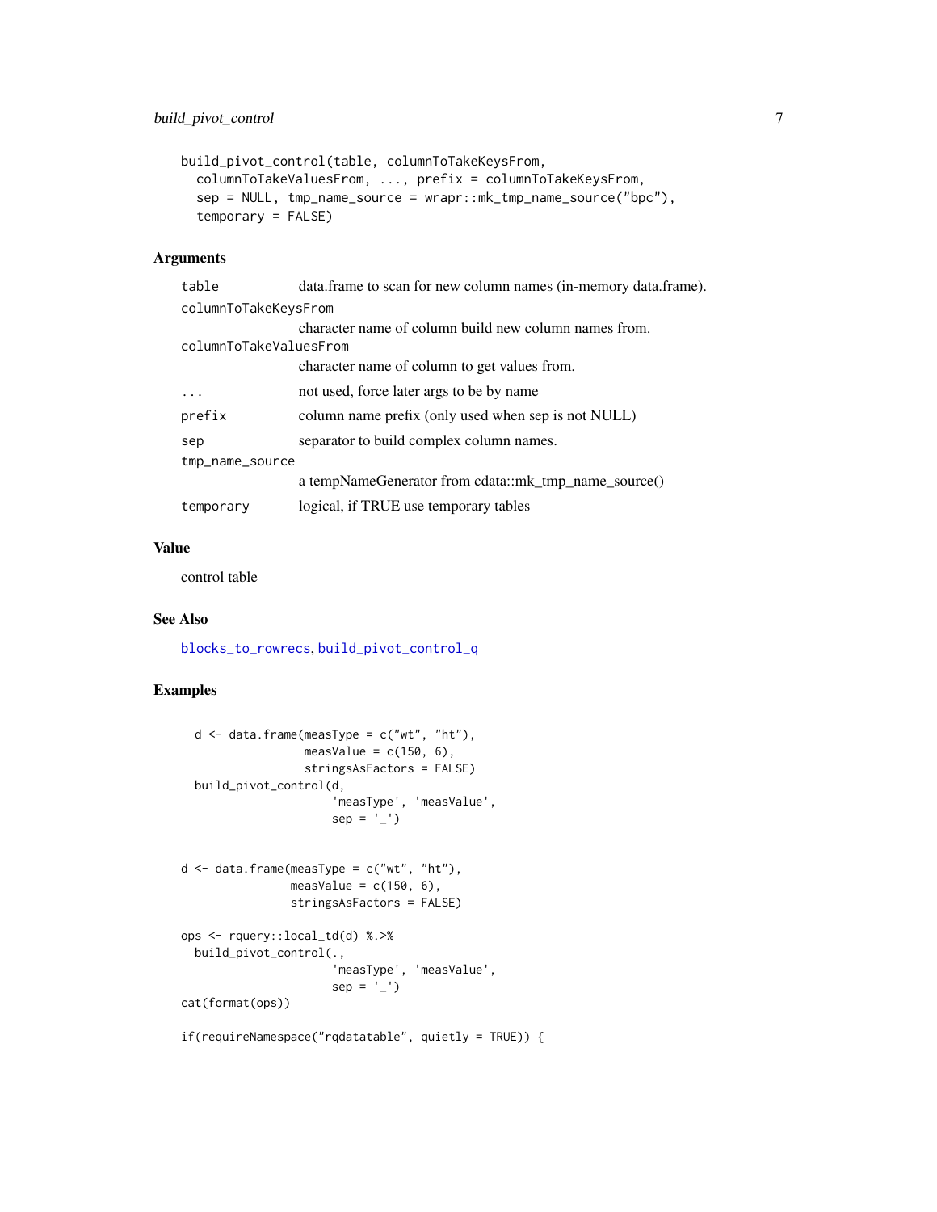```
build_pivot_control(table, columnToTakeKeysFrom,
  columnToTakeValuesFrom, ..., prefix = columnToTakeKeysFrom,
  sep = NULL, tmp_name_source = wrapr::mk_tmp_name_source("bpc"),
  temporary = FALSE)
```

### Arguments

| | |
|---|---|
| table | data.frame to scan for new column names (in-memory data.frame). |
| columnToTakeKeysFrom | character name of column build new column names from. |
| columnToTakeValuesFrom | character name of column to get values from. |
| ... | not used, force later args to be by name |
| prefix | column name prefix (only used when sep is not NULL) |
| sep | separator to build complex column names. |
| tmp_name_source | a tempNameGenerator from cdata::mk_tmp_name_source() |
| temporary | logical, if TRUE use temporary tables |

### Value

control table

### See Also

blocks_to_rowrecs, build_pivot_control_q

### Examples

```
  d <- data.frame(measType = c("wt", "ht"),
                measValue = c(150, 6),
                stringsAsFactors = FALSE)
  build_pivot_control(d,
                    'measType', 'measValue',
                    sep = '_')


d <- data.frame(measType = c("wt", "ht"),
              measValue = c(150, 6),
              stringsAsFactors = FALSE)

ops <- rquery::local_td(d) %.>%
  build_pivot_control(.,
                    'measType', 'measValue',
                    sep = '_')
cat(format(ops))

if(requireNamespace("rqdatatable", quietly = TRUE)) {
```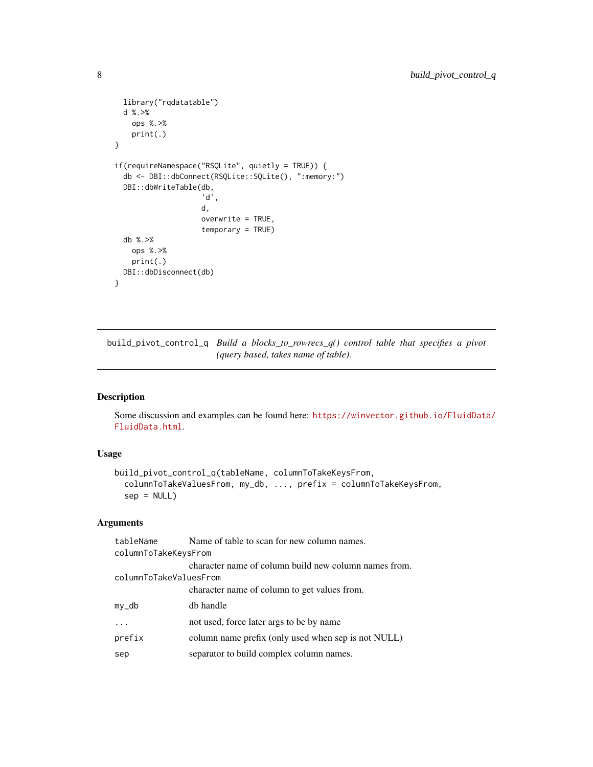```
  library("rqdatatable")
  d %.>%
    ops %.>%
    print(.)
}

if(requireNamespace("RSQLite", quietly = TRUE)) {
  db <- DBI::dbConnect(RSQLite::SQLite(), ":memory:")
  DBI::dbWriteTable(db,
                    'd',
                    d,
                    overwrite = TRUE,
                    temporary = TRUE)
  db %.>%
    ops %.>%
    print(.)
  DBI::dbDisconnect(db)
}
```

---

## build_pivot_control_q

*Build a blocks_to_rowrecs_q() control table that specifies a pivot (query based, takes name of table).*

---

### Description

Some discussion and examples can be found here: https://winvector.github.io/FluidData/FluidData.html.

### Usage

```
build_pivot_control_q(tableName, columnToTakeKeysFrom,
  columnToTakeValuesFrom, my_db, ..., prefix = columnToTakeKeysFrom,
  sep = NULL)
```

### Arguments

| | |
|---|---|
| `tableName` | Name of table to scan for new column names. |
| `columnToTakeKeysFrom` | character name of column build new column names from. |
| `columnToTakeValuesFrom` | character name of column to get values from. |
| `my_db` | db handle |
| `...` | not used, force later args to be by name |
| `prefix` | column name prefix (only used when sep is not NULL) |
| `sep` | separator to build complex column names. |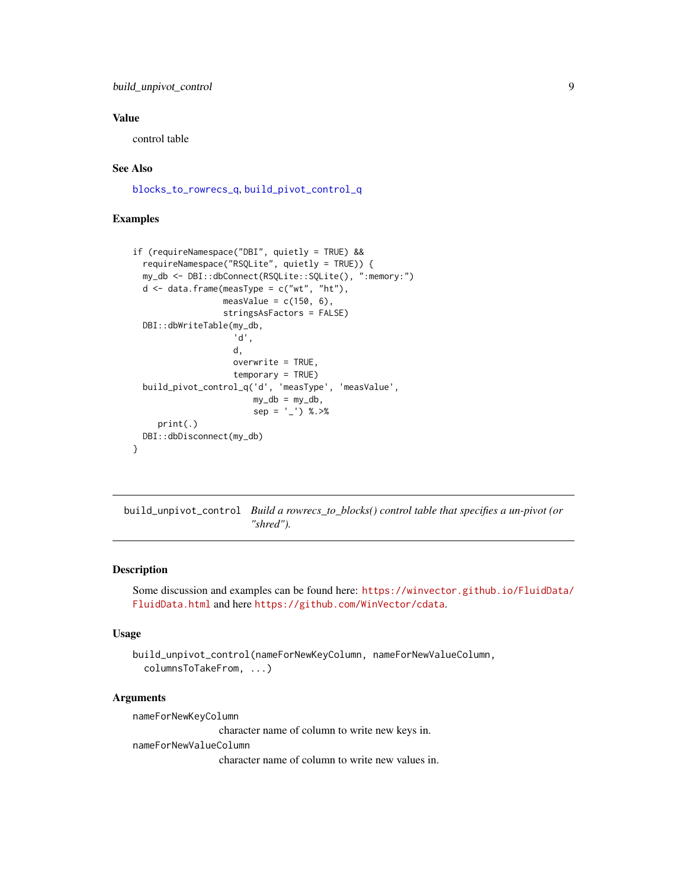## Value

control table

## See Also

blocks_to_rowrecs_q, build_pivot_control_q

## Examples

```
if (requireNamespace("DBI", quietly = TRUE) &&
  requireNamespace("RSQLite", quietly = TRUE)) {
  my_db <- DBI::dbConnect(RSQLite::SQLite(), ":memory:")
  d <- data.frame(measType = c("wt", "ht"),
                  measValue = c(150, 6),
                  stringsAsFactors = FALSE)
  DBI::dbWriteTable(my_db,
                    'd',
                    d,
                    overwrite = TRUE,
                    temporary = TRUE)
  build_pivot_control_q('d', 'measType', 'measValue',
                        my_db = my_db,
                        sep = '_') %.>%
     print(.)
  DBI::dbDisconnect(my_db)
}
```

---

# build_unpivot_control *Build a rowrecs_to_blocks() control table that specifies a un-pivot (or "shred").*

---

## Description

Some discussion and examples can be found here: https://winvector.github.io/FluidData/FluidData.html and here https://github.com/WinVector/cdata.

## Usage

```
build_unpivot_control(nameForNewKeyColumn, nameForNewValueColumn,
  columnsToTakeFrom, ...)
```

## Arguments

`nameForNewKeyColumn`
: character name of column to write new keys in.

`nameForNewValueColumn`
: character name of column to write new values in.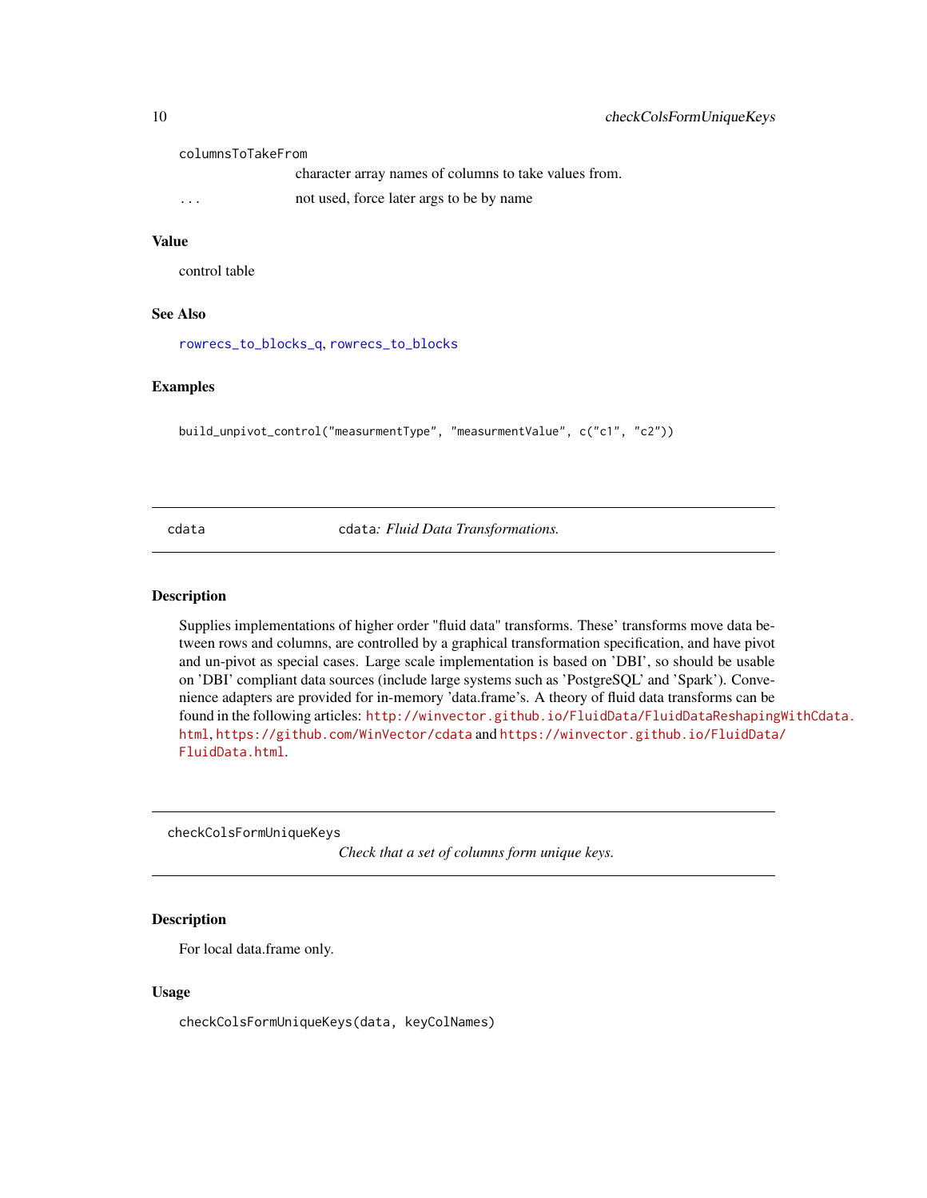columnsToTakeFrom
: character array names of columns to take values from.

...
: not used, force later args to be by name

### Value

control table

### See Also

rowrecs_to_blocks_q, rowrecs_to_blocks

### Examples

```
build_unpivot_control("measurmentType", "measurmentValue", c("c1", "c2"))
```

---

## cdata — cdata: *Fluid Data Transformations.*

### Description

Supplies implementations of higher order "fluid data" transforms. These' transforms move data between rows and columns, are controlled by a graphical transformation specification, and have pivot and un-pivot as special cases. Large scale implementation is based on 'DBI', so should be usable on 'DBI' compliant data sources (include large systems such as 'PostgreSQL' and 'Spark'). Convenience adapters are provided for in-memory 'data.frame's. A theory of fluid data transforms can be found in the following articles: http://winvector.github.io/FluidData/FluidDataReshapingWithCdata.html, https://github.com/WinVector/cdata and https://winvector.github.io/FluidData/FluidData.html.

---

## checkColsFormUniqueKeys — *Check that a set of columns form unique keys.*

### Description

For local data.frame only.

### Usage

```
checkColsFormUniqueKeys(data, keyColNames)
```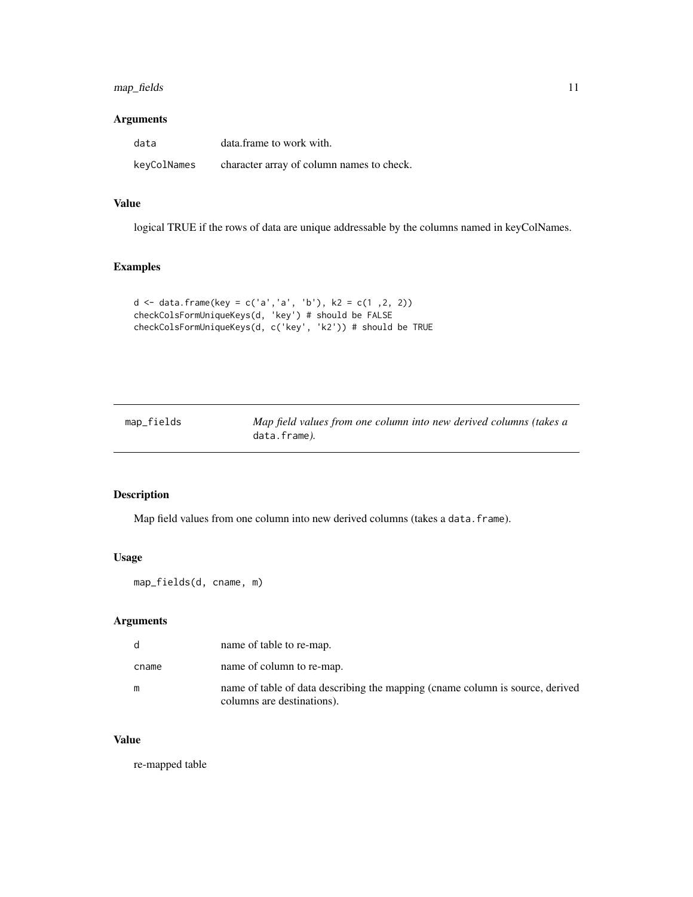### Arguments

| | |
|---|---|
| data | data.frame to work with. |
| keyColNames | character array of column names to check. |

### Value

logical TRUE if the rows of data are unique addressable by the columns named in keyColNames.

### Examples

```
d <- data.frame(key = c('a','a', 'b'), k2 = c(1 ,2, 2))
checkColsFormUniqueKeys(d, 'key') # should be FALSE
checkColsFormUniqueKeys(d, c('key', 'k2')) # should be TRUE
```

---

## map_fields — *Map field values from one column into new derived columns (takes a `data.frame`).*

---

### Description

Map field values from one column into new derived columns (takes a `data.frame`).

### Usage

```
map_fields(d, cname, m)
```

### Arguments

| | |
|---|---|
| d | name of table to re-map. |
| cname | name of column to re-map. |
| m | name of table of data describing the mapping (cname column is source, derived columns are destinations). |

### Value

re-mapped table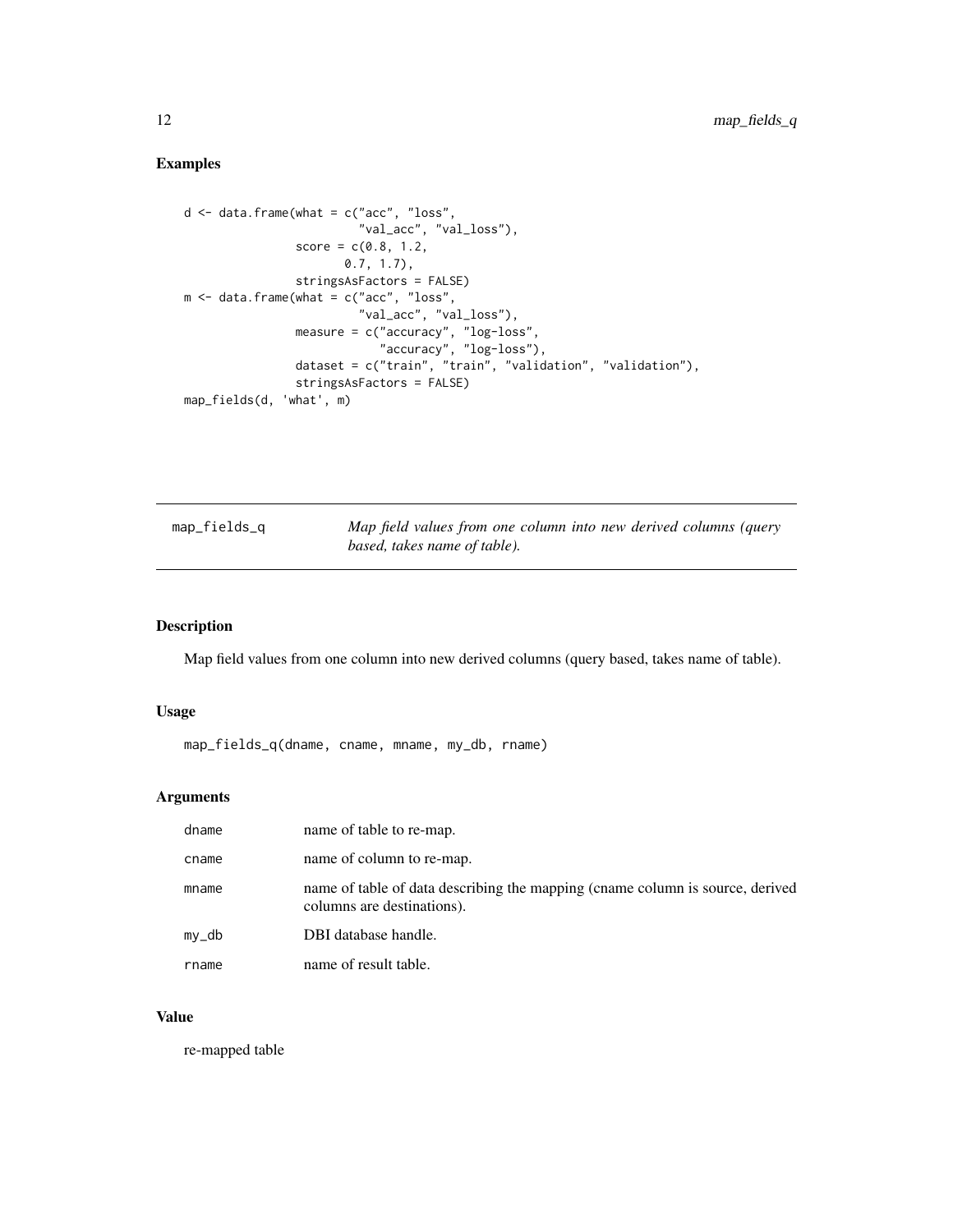## Examples

```
d <- data.frame(what = c("acc", "loss",
                         "val_acc", "val_loss"),
                score = c(0.8, 1.2,
                          0.7, 1.7),
                stringsAsFactors = FALSE)
m <- data.frame(what = c("acc", "loss",
                         "val_acc", "val_loss"),
                measure = c("accuracy", "log-loss",
                            "accuracy", "log-loss"),
                dataset = c("train", "train", "validation", "validation"),
                stringsAsFactors = FALSE)
map_fields(d, 'what', m)
```

---

# map_fields_q

*Map field values from one column into new derived columns (query based, takes name of table).*

---

## Description

Map field values from one column into new derived columns (query based, takes name of table).

## Usage

```
map_fields_q(dname, cname, mname, my_db, rname)
```

## Arguments

| | |
|---|---|
| dname | name of table to re-map. |
| cname | name of column to re-map. |
| mname | name of table of data describing the mapping (cname column is source, derived columns are destinations). |
| my_db | DBI database handle. |
| rname | name of result table. |

## Value

re-mapped table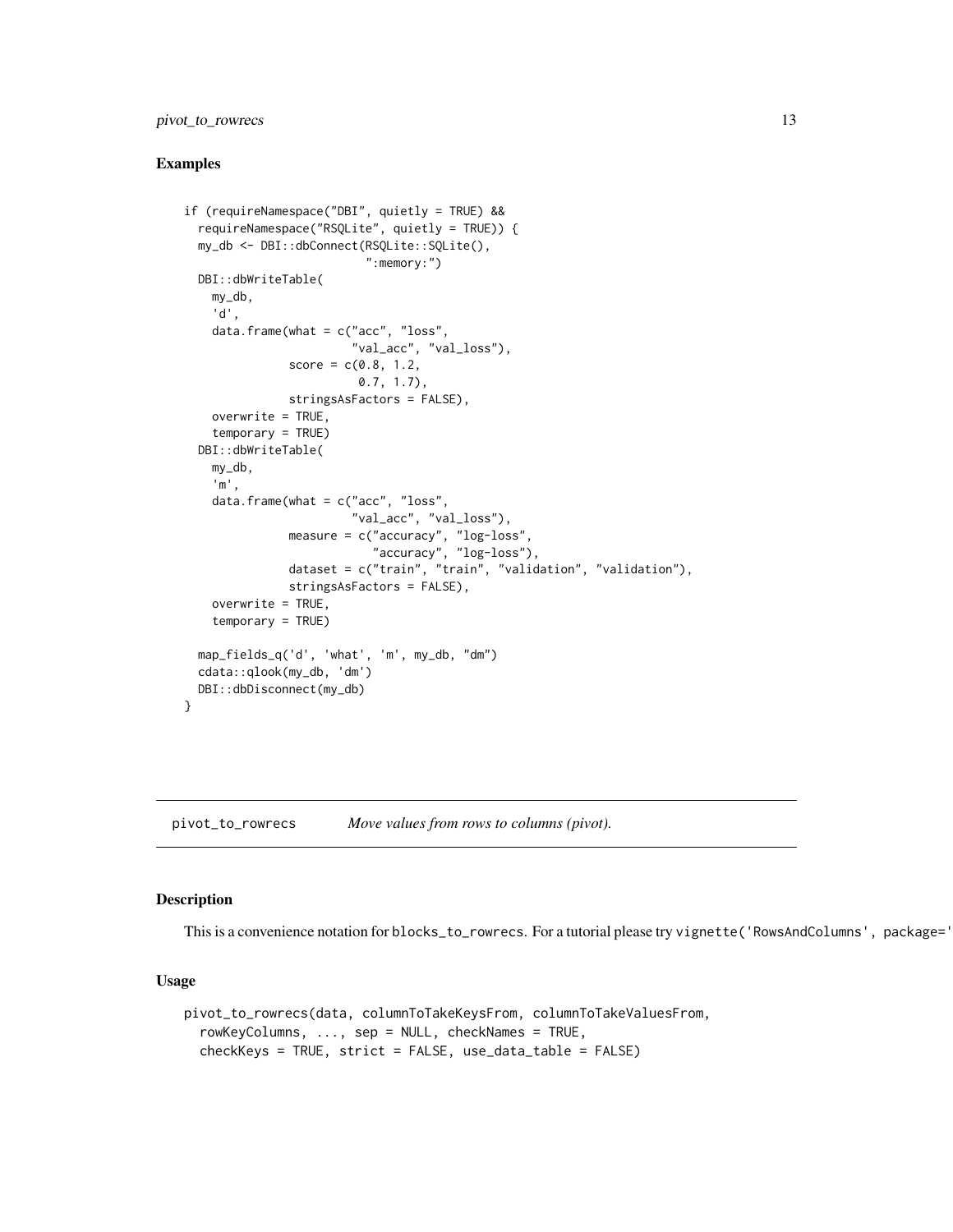## Examples

```
if (requireNamespace("DBI", quietly = TRUE) &&
  requireNamespace("RSQLite", quietly = TRUE)) {
  my_db <- DBI::dbConnect(RSQLite::SQLite(),
                          ":memory:")
  DBI::dbWriteTable(
    my_db,
    'd',
    data.frame(what = c("acc", "loss",
                        "val_acc", "val_loss"),
               score = c(0.8, 1.2,
                         0.7, 1.7),
               stringsAsFactors = FALSE),
    overwrite = TRUE,
    temporary = TRUE)
  DBI::dbWriteTable(
    my_db,
    'm',
    data.frame(what = c("acc", "loss",
                        "val_acc", "val_loss"),
               measure = c("accuracy", "log-loss",
                           "accuracy", "log-loss"),
               dataset = c("train", "train", "validation", "validation"),
               stringsAsFactors = FALSE),
    overwrite = TRUE,
    temporary = TRUE)

  map_fields_q('d', 'what', 'm', my_db, "dm")
  cdata::qlook(my_db, 'dm')
  DBI::dbDisconnect(my_db)
}
```

---

pivot_to_rowrecs *Move values from rows to columns (pivot).*

---

## Description

This is a convenience notation for `blocks_to_rowrecs`. For a tutorial please try `vignette('RowsAndColumns', package='`

## Usage

```
pivot_to_rowrecs(data, columnToTakeKeysFrom, columnToTakeValuesFrom,
  rowKeyColumns, ..., sep = NULL, checkNames = TRUE,
  checkKeys = TRUE, strict = FALSE, use_data_table = FALSE)
```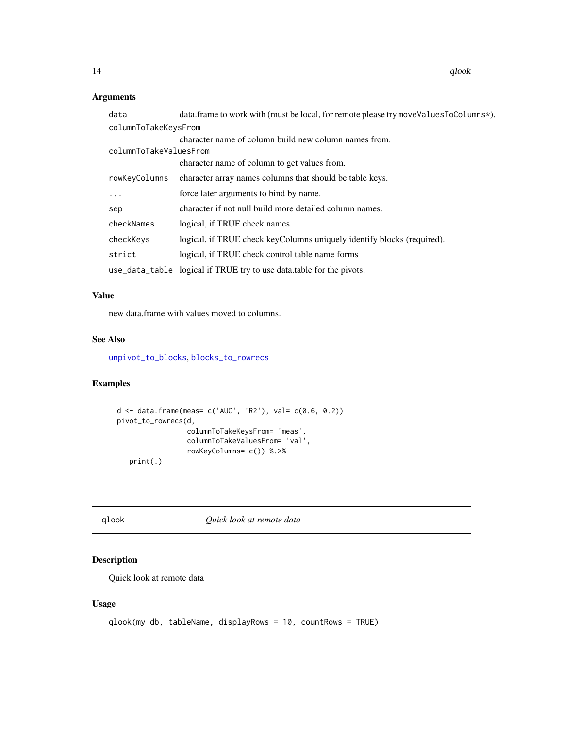### Arguments

| | |
|---|---|
| `data` | data.frame to work with (must be local, for remote please try `moveValuesToColumns*`). |
| `columnToTakeKeysFrom` | character name of column build new column names from. |
| `columnToTakeValuesFrom` | character name of column to get values from. |
| `rowKeyColumns` | character array names columns that should be table keys. |
| `...` | force later arguments to bind by name. |
| `sep` | character if not null build more detailed column names. |
| `checkNames` | logical, if TRUE check names. |
| `checkKeys` | logical, if TRUE check keyColumns uniquely identify blocks (required). |
| `strict` | logical, if TRUE check control table name forms |
| `use_data_table` | logical if TRUE try to use data.table for the pivots. |

### Value

new data.frame with values moved to columns.

### See Also

unpivot_to_blocks, blocks_to_rowrecs

### Examples

```
d <- data.frame(meas= c('AUC', 'R2'), val= c(0.6, 0.2))
pivot_to_rowrecs(d,
                 columnToTakeKeysFrom= 'meas',
                 columnToTakeValuesFrom= 'val',
                 rowKeyColumns= c()) %.>%
   print(.)
```

---

## qlook *Quick look at remote data*

### Description

Quick look at remote data

### Usage

```
qlook(my_db, tableName, displayRows = 10, countRows = TRUE)
```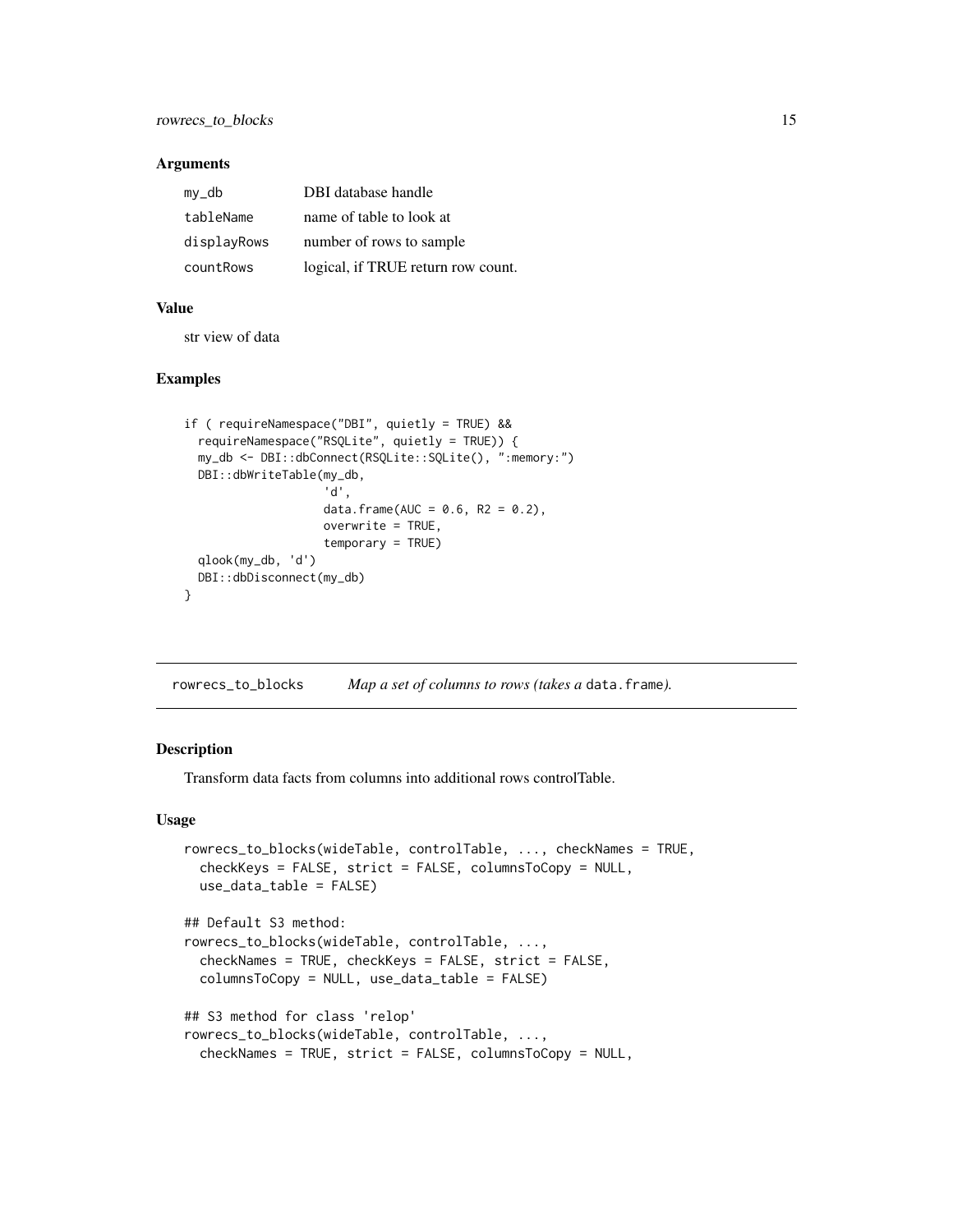### Arguments

| | |
|---|---|
| `my_db` | DBI database handle |
| `tableName` | name of table to look at |
| `displayRows` | number of rows to sample |
| `countRows` | logical, if TRUE return row count. |

### Value

str view of data

### Examples

```
if ( requireNamespace("DBI", quietly = TRUE) &&
  requireNamespace("RSQLite", quietly = TRUE)) {
  my_db <- DBI::dbConnect(RSQLite::SQLite(), ":memory:")
  DBI::dbWriteTable(my_db,
                    'd',
                    data.frame(AUC = 0.6, R2 = 0.2),
                    overwrite = TRUE,
                    temporary = TRUE)
  qlook(my_db, 'd')
  DBI::dbDisconnect(my_db)
}
```

---

## rowrecs_to_blocks    *Map a set of columns to rows (takes a* `data.frame`*).*

---

### Description

Transform data facts from columns into additional rows controlTable.

### Usage

```
rowrecs_to_blocks(wideTable, controlTable, ..., checkNames = TRUE,
  checkKeys = FALSE, strict = FALSE, columnsToCopy = NULL,
  use_data_table = FALSE)

## Default S3 method:
rowrecs_to_blocks(wideTable, controlTable, ...,
  checkNames = TRUE, checkKeys = FALSE, strict = FALSE,
  columnsToCopy = NULL, use_data_table = FALSE)

## S3 method for class 'relop'
rowrecs_to_blocks(wideTable, controlTable, ...,
  checkNames = TRUE, strict = FALSE, columnsToCopy = NULL,
```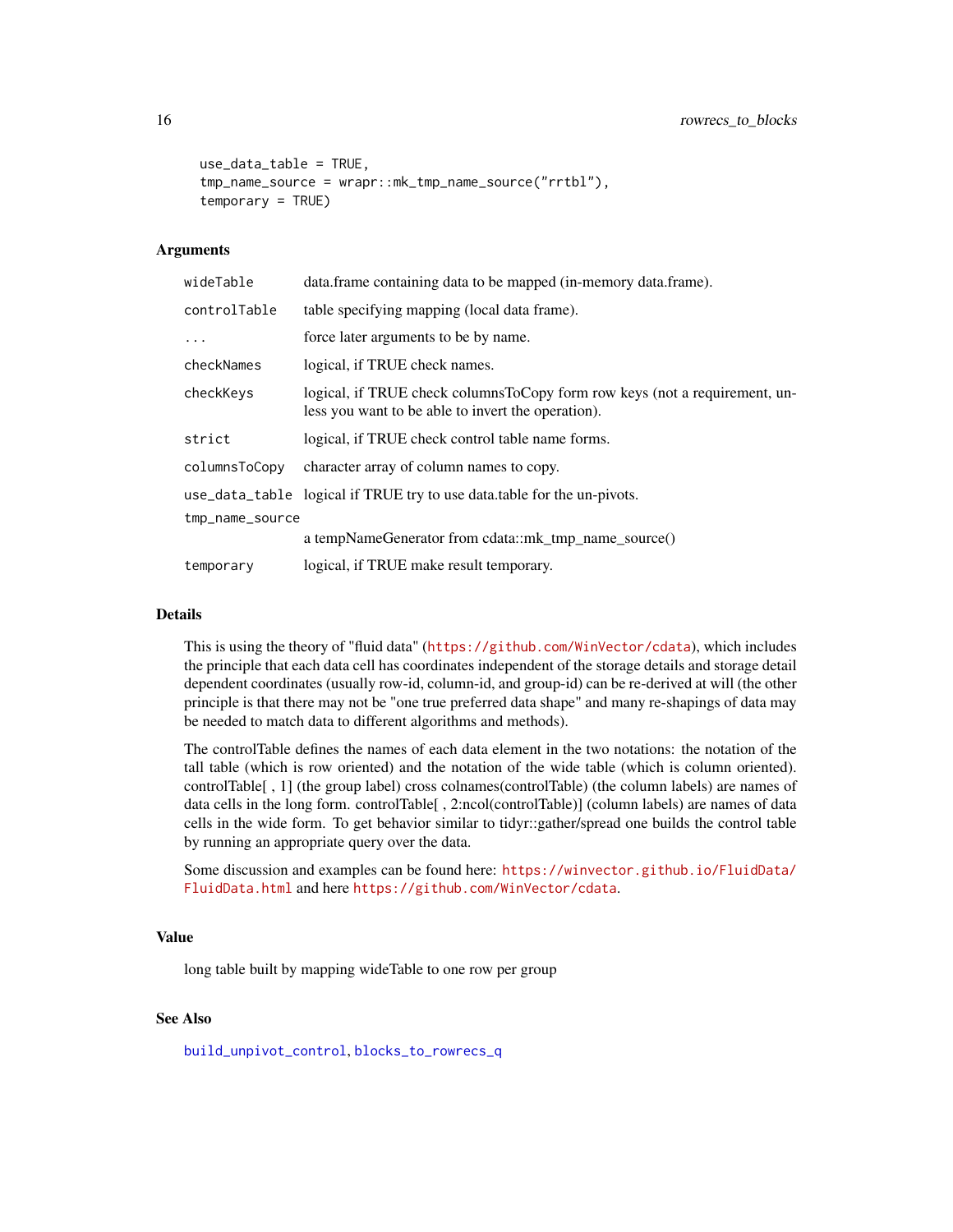```
  use_data_table = TRUE,
  tmp_name_source = wrapr::mk_tmp_name_source("rrtbl"),
  temporary = TRUE)
```

### Arguments

| | |
|---|---|
| `wideTable` | data.frame containing data to be mapped (in-memory data.frame). |
| `controlTable` | table specifying mapping (local data frame). |
| `...` | force later arguments to be by name. |
| `checkNames` | logical, if TRUE check names. |
| `checkKeys` | logical, if TRUE check columnsToCopy form row keys (not a requirement, unless you want to be able to invert the operation). |
| `strict` | logical, if TRUE check control table name forms. |
| `columnsToCopy` | character array of column names to copy. |
| `use_data_table` | logical if TRUE try to use data.table for the un-pivots. |
| `tmp_name_source` | a tempNameGenerator from cdata::mk_tmp_name_source() |
| `temporary` | logical, if TRUE make result temporary. |

### Details

This is using the theory of "fluid data" (https://github.com/WinVector/cdata), which includes the principle that each data cell has coordinates independent of the storage details and storage detail dependent coordinates (usually row-id, column-id, and group-id) can be re-derived at will (the other principle is that there may not be "one true preferred data shape" and many re-shapings of data may be needed to match data to different algorithms and methods).

The controlTable defines the names of each data element in the two notations: the notation of the tall table (which is row oriented) and the notation of the wide table (which is column oriented). controlTable[ , 1] (the group label) cross colnames(controlTable) (the column labels) are names of data cells in the long form. controlTable[ , 2:ncol(controlTable)] (column labels) are names of data cells in the wide form. To get behavior similar to tidyr::gather/spread one builds the control table by running an appropriate query over the data.

Some discussion and examples can be found here: https://winvector.github.io/FluidData/FluidData.html and here https://github.com/WinVector/cdata.

### Value

long table built by mapping wideTable to one row per group

### See Also

`build_unpivot_control`, `blocks_to_rowrecs_q`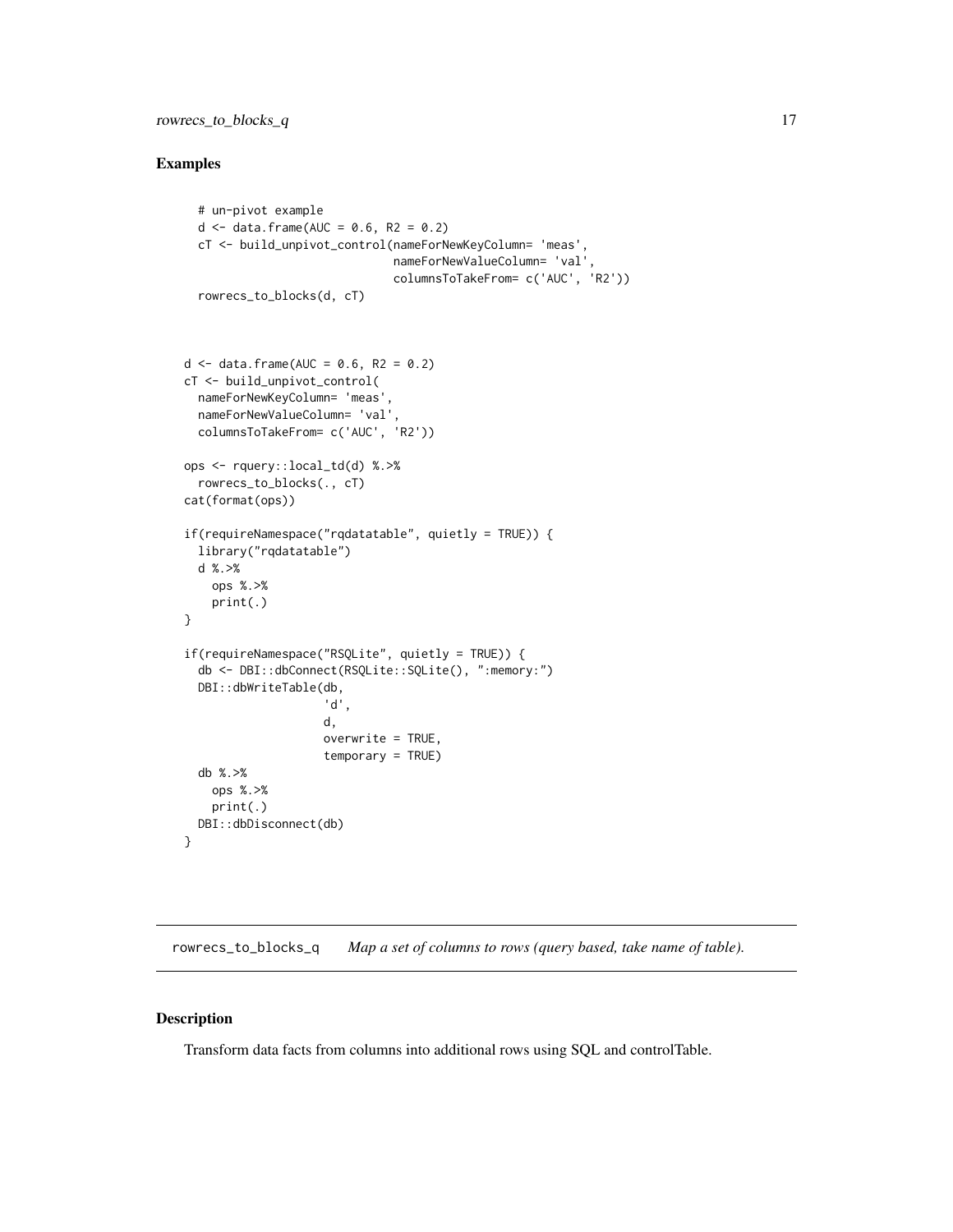### Examples

```
  # un-pivot example
  d <- data.frame(AUC = 0.6, R2 = 0.2)
  cT <- build_unpivot_control(nameForNewKeyColumn= 'meas',
                              nameForNewValueColumn= 'val',
                              columnsToTakeFrom= c('AUC', 'R2'))
  rowrecs_to_blocks(d, cT)


d <- data.frame(AUC = 0.6, R2 = 0.2)
cT <- build_unpivot_control(
  nameForNewKeyColumn= 'meas',
  nameForNewValueColumn= 'val',
  columnsToTakeFrom= c('AUC', 'R2'))

ops <- rquery::local_td(d) %.>%
  rowrecs_to_blocks(., cT)
cat(format(ops))

if(requireNamespace("rqdatatable", quietly = TRUE)) {
  library("rqdatatable")
  d %.>%
    ops %.>%
    print(.)
}

if(requireNamespace("RSQLite", quietly = TRUE)) {
  db <- DBI::dbConnect(RSQLite::SQLite(), ":memory:")
  DBI::dbWriteTable(db,
                    'd',
                    d,
                    overwrite = TRUE,
                    temporary = TRUE)
  db %.>%
    ops %.>%
    print(.)
  DBI::dbDisconnect(db)
}
```

---

## rowrecs_to_blocks_q *Map a set of columns to rows (query based, take name of table).*

---

### Description

Transform data facts from columns into additional rows using SQL and controlTable.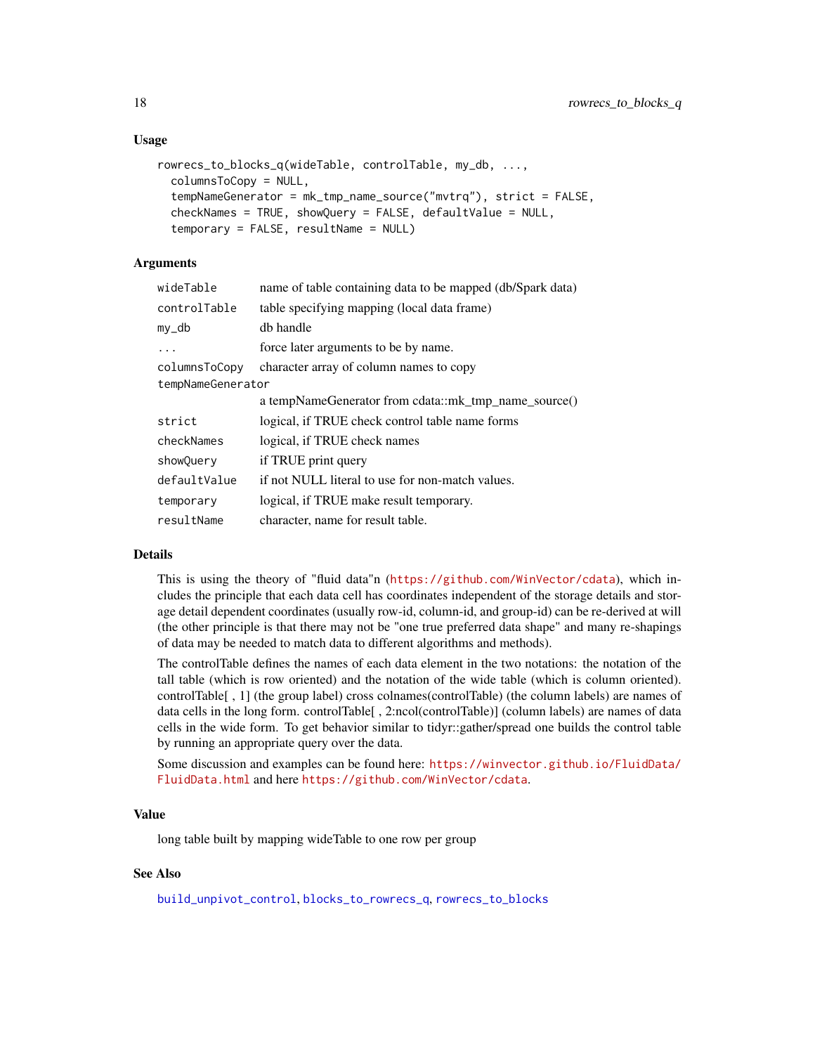### Usage

```
rowrecs_to_blocks_q(wideTable, controlTable, my_db, ...,
  columnsToCopy = NULL,
  tempNameGenerator = mk_tmp_name_source("mvtrq"), strict = FALSE,
  checkNames = TRUE, showQuery = FALSE, defaultValue = NULL,
  temporary = FALSE, resultName = NULL)
```

### Arguments

| | |
|---|---|
| `wideTable` | name of table containing data to be mapped (db/Spark data) |
| `controlTable` | table specifying mapping (local data frame) |
| `my_db` | db handle |
| `...` | force later arguments to be by name. |
| `columnsToCopy` | character array of column names to copy |
| `tempNameGenerator` | a tempNameGenerator from cdata::mk_tmp_name_source() |
| `strict` | logical, if TRUE check control table name forms |
| `checkNames` | logical, if TRUE check names |
| `showQuery` | if TRUE print query |
| `defaultValue` | if not NULL literal to use for non-match values. |
| `temporary` | logical, if TRUE make result temporary. |
| `resultName` | character, name for result table. |

### Details

This is using the theory of "fluid data"n (https://github.com/WinVector/cdata), which includes the principle that each data cell has coordinates independent of the storage details and storage detail dependent coordinates (usually row-id, column-id, and group-id) can be re-derived at will (the other principle is that there may not be "one true preferred data shape" and many re-shapings of data may be needed to match data to different algorithms and methods).

The controlTable defines the names of each data element in the two notations: the notation of the tall table (which is row oriented) and the notation of the wide table (which is column oriented). controlTable[ , 1] (the group label) cross colnames(controlTable) (the column labels) are names of data cells in the long form. controlTable[ , 2:ncol(controlTable)] (column labels) are names of data cells in the wide form. To get behavior similar to tidyr::gather/spread one builds the control table by running an appropriate query over the data.

Some discussion and examples can be found here: https://winvector.github.io/FluidData/FluidData.html and here https://github.com/WinVector/cdata.

### Value

long table built by mapping wideTable to one row per group

### See Also

build_unpivot_control, blocks_to_rowrecs_q, rowrecs_to_blocks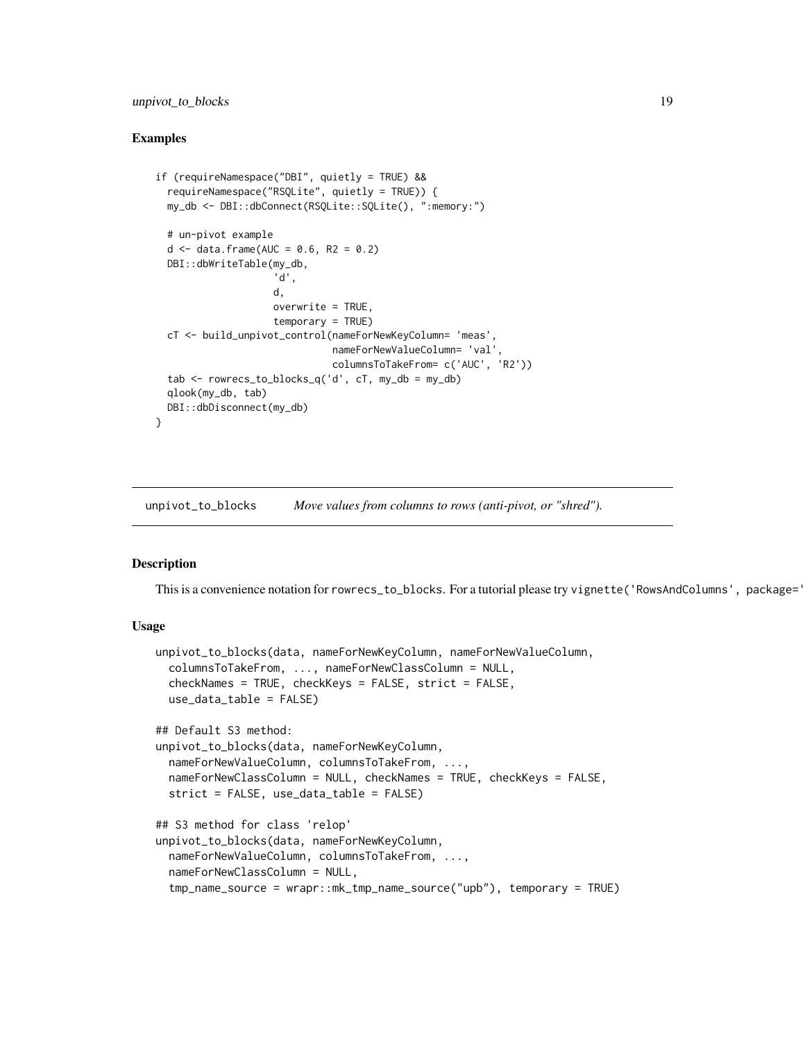## Examples

```
if (requireNamespace("DBI", quietly = TRUE) &&
  requireNamespace("RSQLite", quietly = TRUE)) {
  my_db <- DBI::dbConnect(RSQLite::SQLite(), ":memory:")

  # un-pivot example
  d <- data.frame(AUC = 0.6, R2 = 0.2)
  DBI::dbWriteTable(my_db,
                    'd',
                    d,
                    overwrite = TRUE,
                    temporary = TRUE)
  cT <- build_unpivot_control(nameForNewKeyColumn= 'meas',
                              nameForNewValueColumn= 'val',
                              columnsToTakeFrom= c('AUC', 'R2'))
  tab <- rowrecs_to_blocks_q('d', cT, my_db = my_db)
  qlook(my_db, tab)
  DBI::dbDisconnect(my_db)
}
```

---

# unpivot_to_blocks *Move values from columns to rows (anti-pivot, or "shred").*

---

## Description

This is a convenience notation for `rowrecs_to_blocks`. For a tutorial please try `vignette('RowsAndColumns', package='`

## Usage

```
unpivot_to_blocks(data, nameForNewKeyColumn, nameForNewValueColumn,
  columnsToTakeFrom, ..., nameForNewClassColumn = NULL,
  checkNames = TRUE, checkKeys = FALSE, strict = FALSE,
  use_data_table = FALSE)

## Default S3 method:
unpivot_to_blocks(data, nameForNewKeyColumn,
  nameForNewValueColumn, columnsToTakeFrom, ...,
  nameForNewClassColumn = NULL, checkNames = TRUE, checkKeys = FALSE,
  strict = FALSE, use_data_table = FALSE)

## S3 method for class 'relop'
unpivot_to_blocks(data, nameForNewKeyColumn,
  nameForNewValueColumn, columnsToTakeFrom, ...,
  nameForNewClassColumn = NULL,
  tmp_name_source = wrapr::mk_tmp_name_source("upb"), temporary = TRUE)
```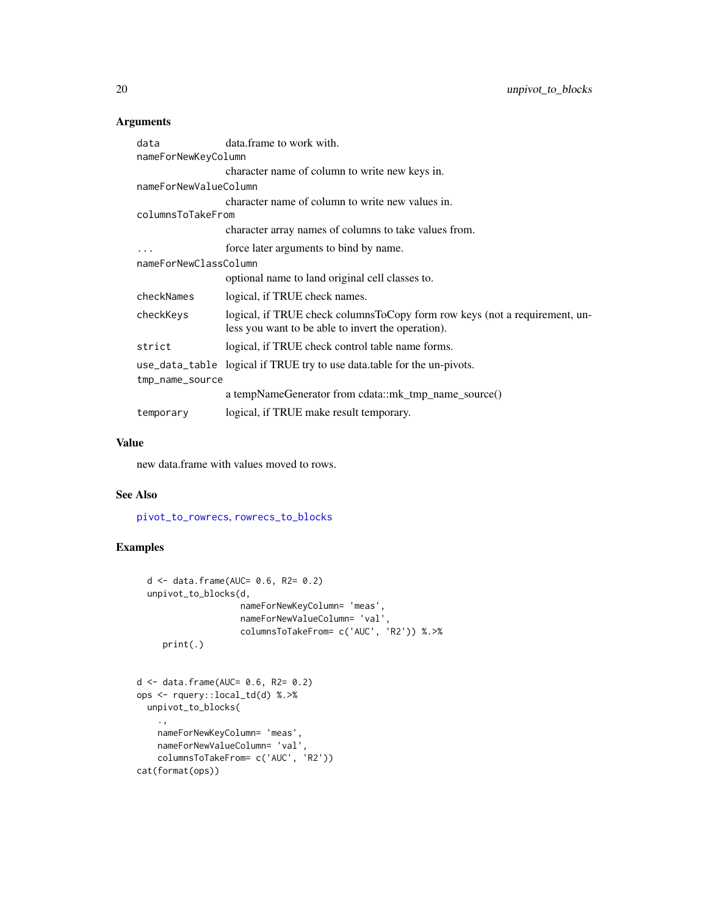### Arguments

| | |
|---|---|
| `data` | data.frame to work with. |
| `nameForNewKeyColumn` | character name of column to write new keys in. |
| `nameForNewValueColumn` | character name of column to write new values in. |
| `columnsToTakeFrom` | character array names of columns to take values from. |
| `...` | force later arguments to bind by name. |
| `nameForNewClassColumn` | optional name to land original cell classes to. |
| `checkNames` | logical, if TRUE check names. |
| `checkKeys` | logical, if TRUE check columnsToCopy form row keys (not a requirement, unless you want to be able to invert the operation). |
| `strict` | logical, if TRUE check control table name forms. |
| `use_data_table` | logical if TRUE try to use data.table for the un-pivots. |
| `tmp_name_source` | a tempNameGenerator from cdata::mk_tmp_name_source() |
| `temporary` | logical, if TRUE make result temporary. |

### Value

new data.frame with values moved to rows.

### See Also

pivot_to_rowrecs, rowrecs_to_blocks

### Examples

```
  d <- data.frame(AUC= 0.6, R2= 0.2)
  unpivot_to_blocks(d,
                    nameForNewKeyColumn= 'meas',
                    nameForNewValueColumn= 'val',
                    columnsToTakeFrom= c('AUC', 'R2')) %.>%
     print(.)


d <- data.frame(AUC= 0.6, R2= 0.2)
ops <- rquery::local_td(d) %.>%
  unpivot_to_blocks(
    .,
    nameForNewKeyColumn= 'meas',
    nameForNewValueColumn= 'val',
    columnsToTakeFrom= c('AUC', 'R2'))
cat(format(ops))
```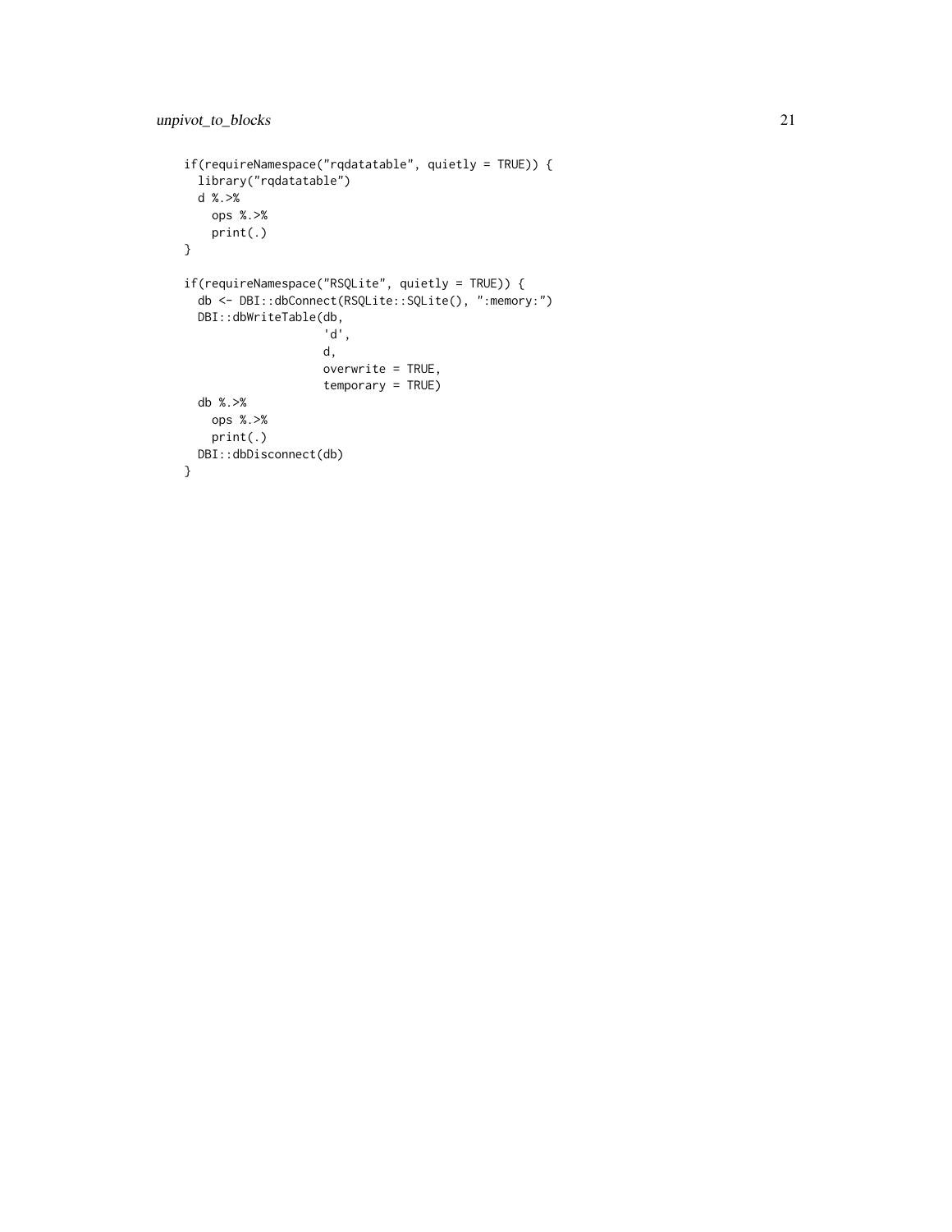```
if(requireNamespace("rqdatatable", quietly = TRUE)) {
  library("rqdatatable")
  d %.>%
    ops %.>%
    print(.)
}

if(requireNamespace("RSQLite", quietly = TRUE)) {
  db <- DBI::dbConnect(RSQLite::SQLite(), ":memory:")
  DBI::dbWriteTable(db,
                    'd',
                    d,
                    overwrite = TRUE,
                    temporary = TRUE)
  db %.>%
    ops %.>%
    print(.)
  DBI::dbDisconnect(db)
}
```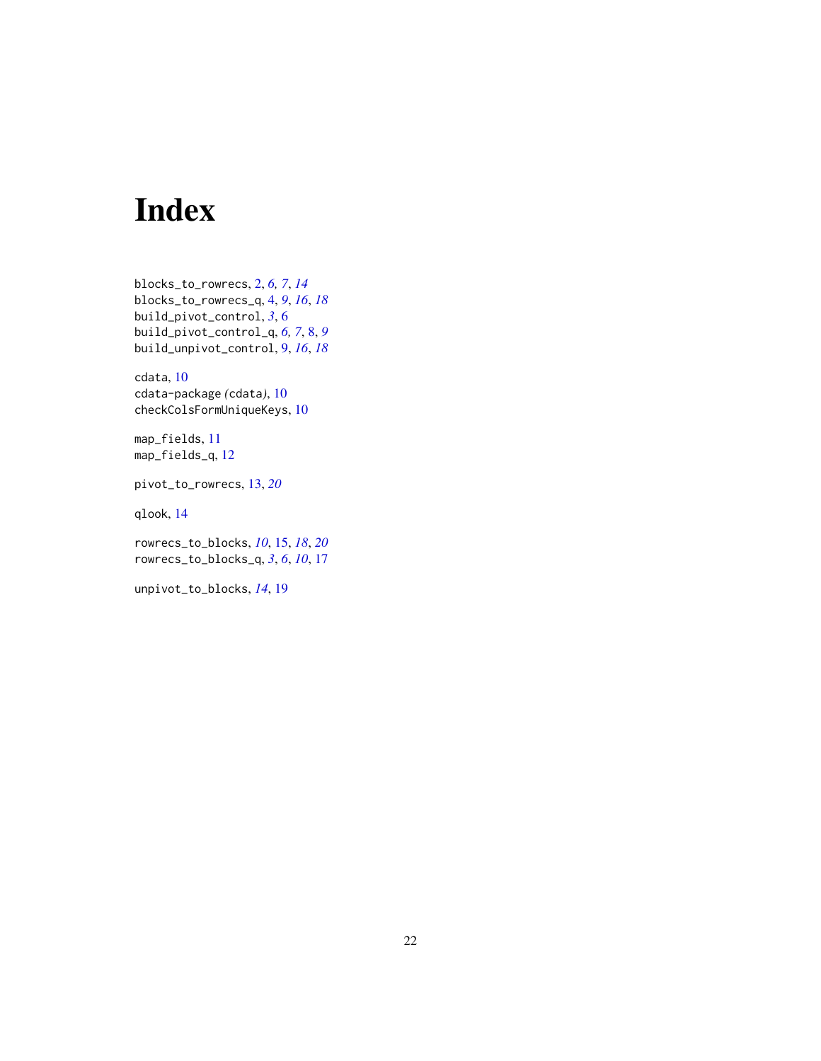# Index

blocks_to_rowrecs, 2, *6, 7*, *14*
blocks_to_rowrecs_q, 4, *9*, *16*, *18*
build_pivot_control, *3*, 6
build_pivot_control_q, *6, 7*, 8, *9*
build_unpivot_control, 9, *16*, *18*

cdata, 10
cdata-package (cdata), 10
checkColsFormUniqueKeys, 10

map_fields, 11
map_fields_q, 12

pivot_to_rowrecs, 13, *20*

qlook, 14

rowrecs_to_blocks, *10*, 15, *18*, *20*
rowrecs_to_blocks_q, *3*, *6*, *10*, 17

unpivot_to_blocks, *14*, 19